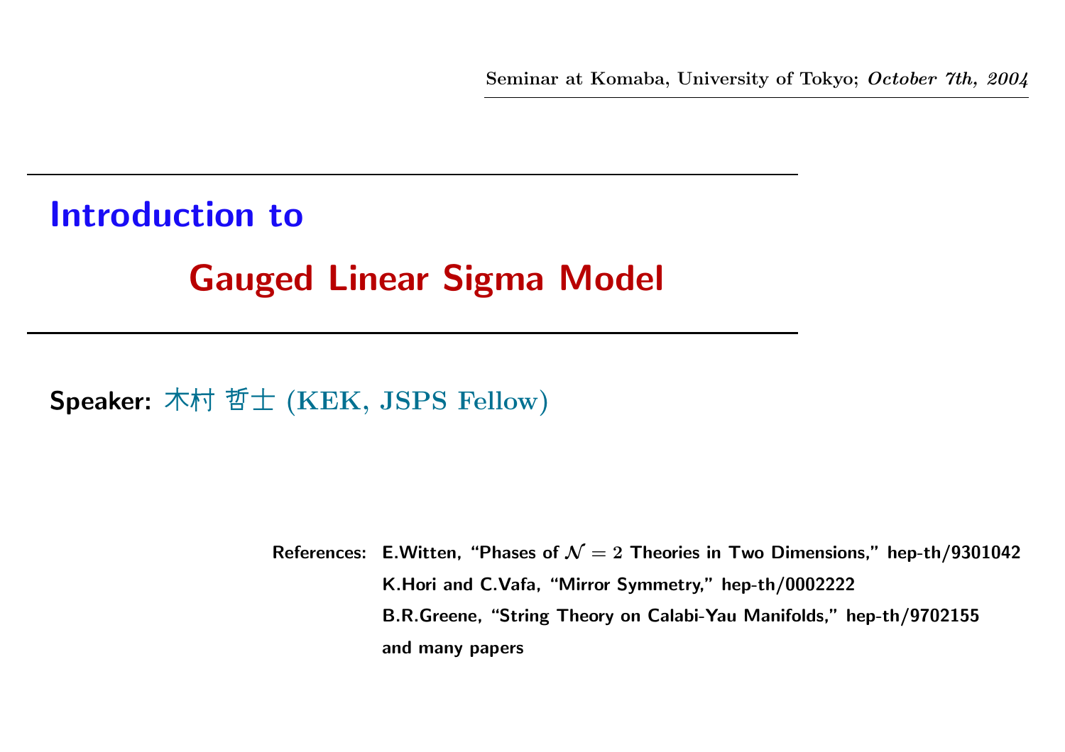Seminar at Komaba, University of Tokyo; *October 7th, 2004*

# Introduction to

# Gauged Linear Sigma Model

**Speaker:** 木村 哲士 (KEK, JSPS Fellow)

References: E.Witten, "Phases of $\mathcal{N}=2$ Theories in Two Dimensions," hep-th/9301042
K.Hori and C.Vafa, "Mirror Symmetry," hep-th/0002222
B.R.Greene, "String Theory on Calabi-Yau Manifolds," hep-th/9702155
and many papers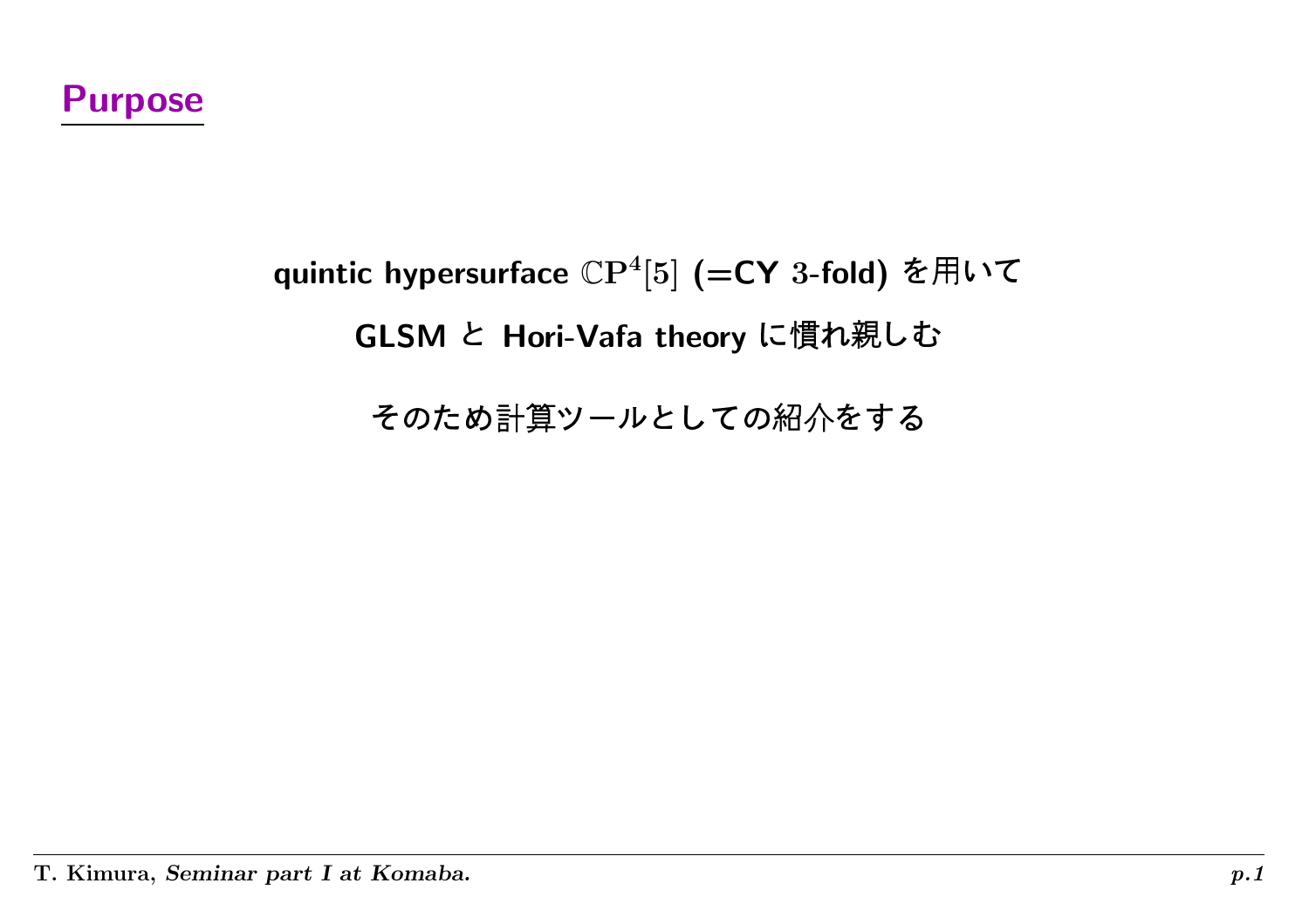## Purpose

**quintic hypersurface $\mathbb{CP}^4[5]$ (=CY 3-fold) を用いて**

**GLSM と Hori-Vafa theory に慣れ親しむ**

**そのため計算ツールとしての紹介をする**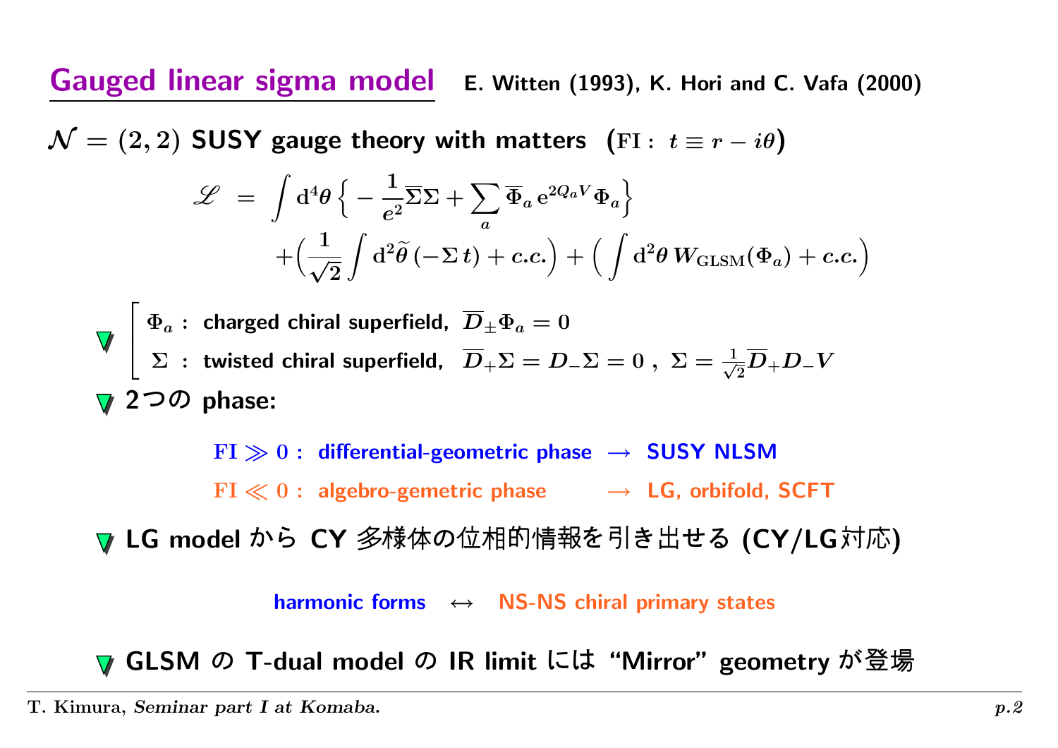# Gauged linear sigma model

**E. Witten (1993), K. Hori and C. Vafa (2000)**

$\mathcal{N} = (2,2)$ **SUSY gauge theory with matters** $(\mathrm{FI}: \ t \equiv r - i\theta)$

$$
\mathscr{L} \ = \ \int \mathrm{d}^4\theta \Big\{ -\frac{1}{e^2}\overline{\Sigma}\Sigma + \sum_a \overline{\Phi}_a \, \mathrm{e}^{2Q_aV} \Phi_a \Big\} + \Big( \frac{1}{\sqrt{2}} \int \mathrm{d}^2\widetilde{\theta} \, (-\Sigma \, t) + c.c. \Big) + \Big( \int \mathrm{d}^2\theta \, W_{\mathrm{GLSM}}(\Phi_a) + c.c. \Big)
$$

- $\Phi_a$ : charged chiral superfield, $\overline{D}_{\pm}\Phi_a = 0$
  $\Sigma$ : twisted chiral superfield, $\overline{D}_+\Sigma = D_-\Sigma = 0$ , $\Sigma = \frac{1}{\sqrt{2}}\overline{D}_+ D_- V$
- **2つの phase:**

  $\mathrm{FI} \gg 0$ : differential-geometric phase $\rightarrow$ SUSY NLSM

  $\mathrm{FI} \ll 0$ : algebro-gemetric phase $\rightarrow$ LG, orbifold, SCFT

- **LG model から CY 多様体の位相的情報を引き出せる (CY/LG対応)**

  harmonic forms $\leftrightarrow$ NS-NS chiral primary states

- **GLSM の T-dual model の IR limit には "Mirror" geometry が登場**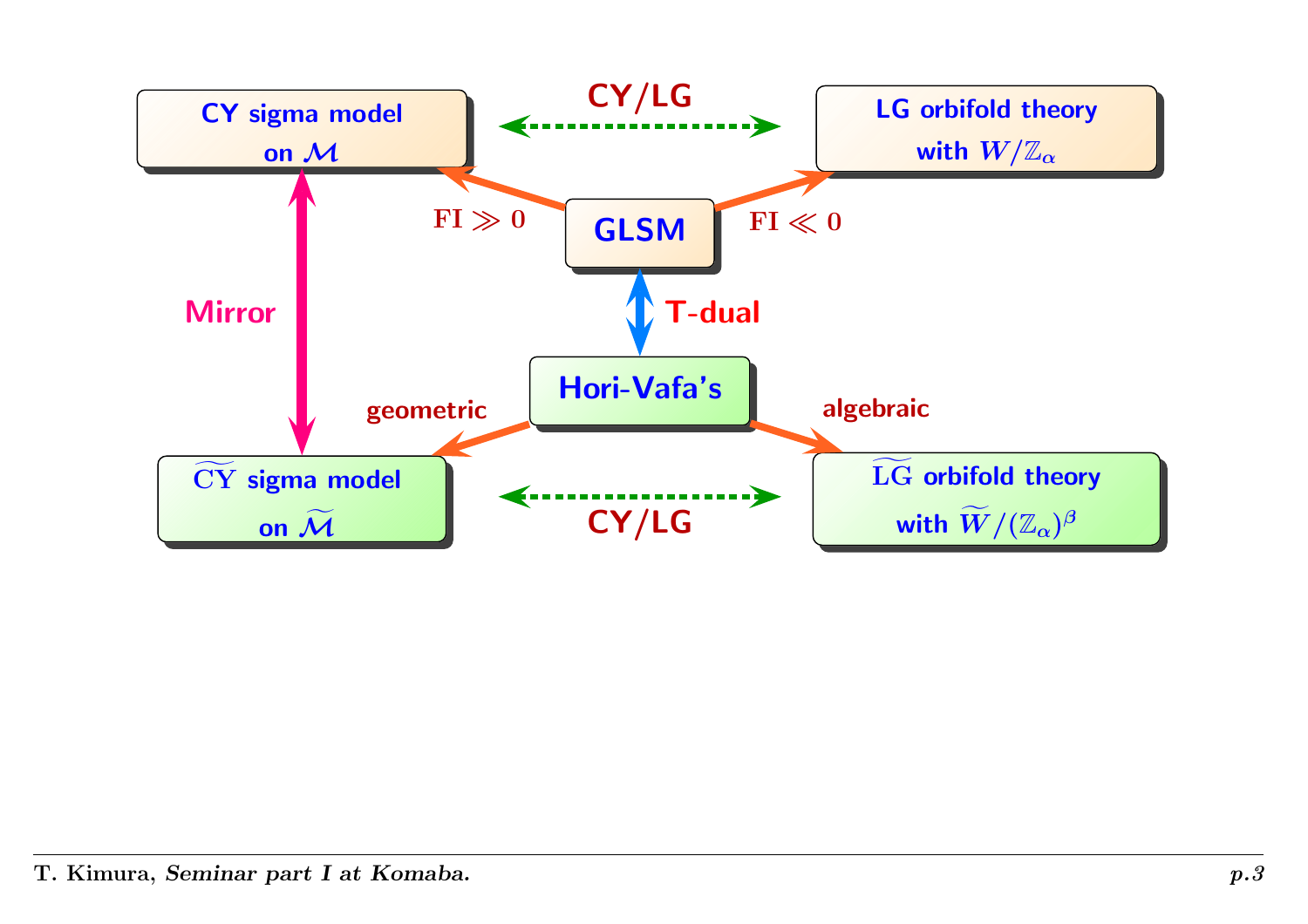**CY sigma model on $\mathcal{M}$**

**CY/LG**

**LG orbifold theory with $W/\mathbb{Z}_\alpha$**

**FI $\gg 0$**

**GLSM**

**FI $\ll 0$**

**Mirror**

**T-dual**

**Hori-Vafa's**

**geometric**

**algebraic**

**$\widetilde{\mathrm{CY}}$ sigma model on $\widetilde{\mathcal{M}}$**

**CY/LG**

**$\widetilde{\mathrm{LG}}$ orbifold theory with $\widetilde{W}/(\mathbb{Z}_\alpha)^\beta$**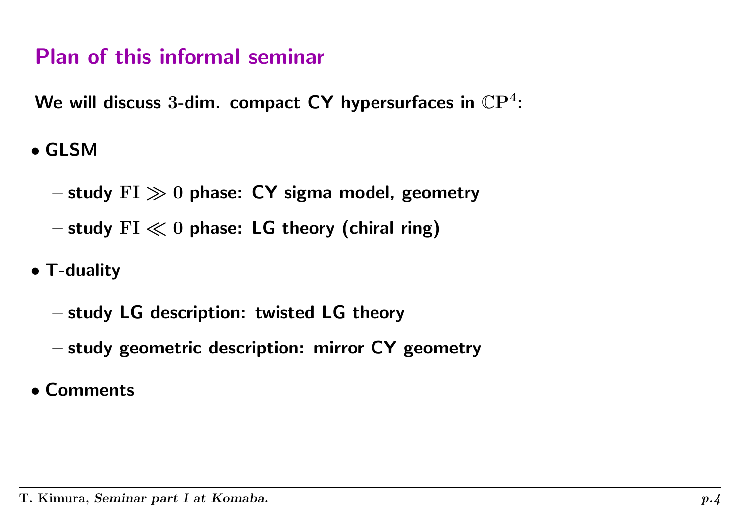## Plan of this informal seminar

**We will discuss $3$-dim. compact CY hypersurfaces in $\mathbb{CP}^4$:**

- **GLSM**
  - **study $\mathrm{FI} \gg 0$ phase: CY sigma model, geometry**
  - **study $\mathrm{FI} \ll 0$ phase: LG theory (chiral ring)**
- **T-duality**
  - **study LG description: twisted LG theory**
  - **study geometric description: mirror CY geometry**
- **Comments**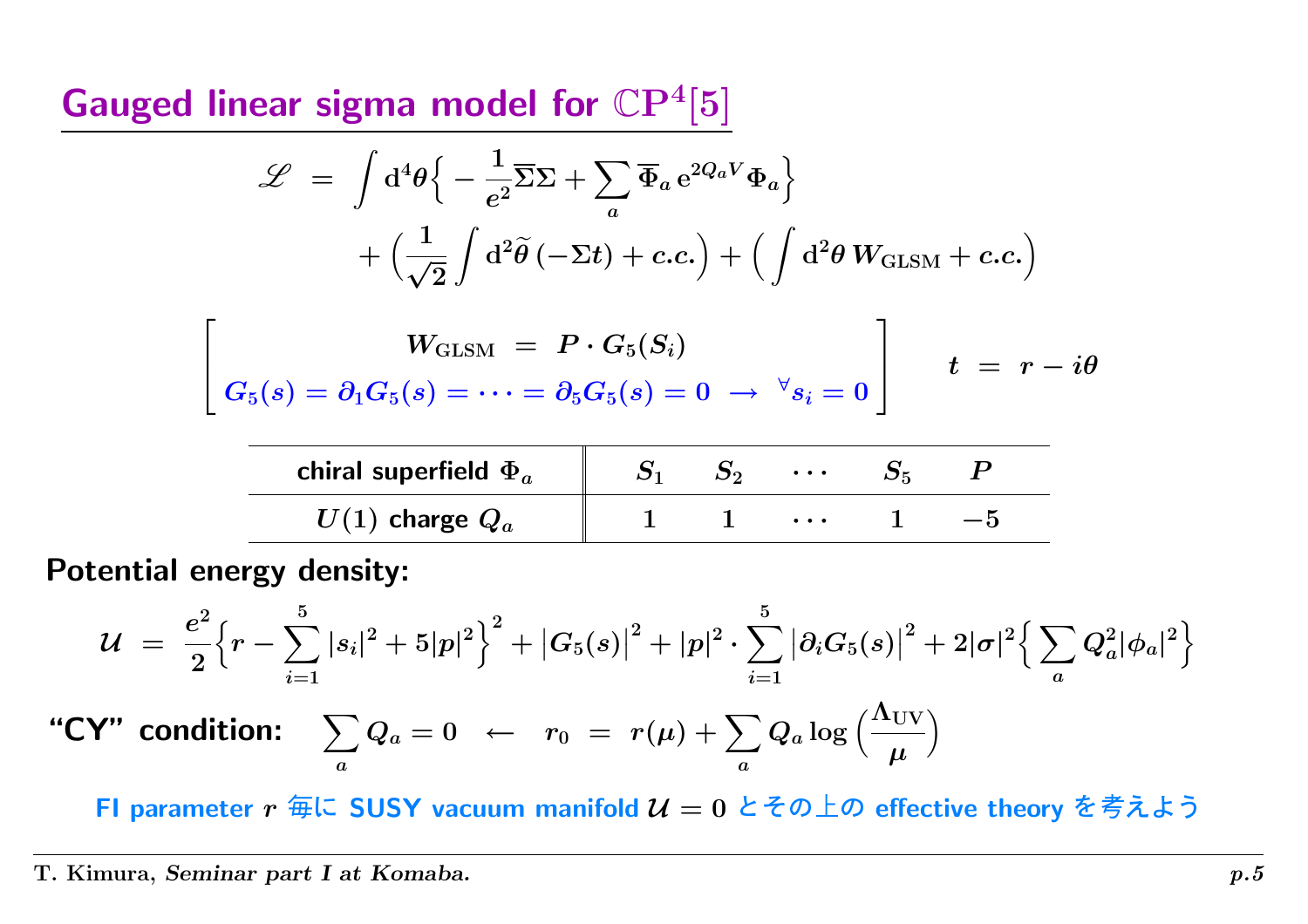# Gauged linear sigma model for $\mathbb{CP}^4[5]$

$$
\begin{aligned}
\mathscr{L} \ &= \ \int \mathrm{d}^4\theta \Big\{ -\frac{1}{e^2}\overline{\Sigma}\Sigma + \sum_a \overline{\Phi}_a \, \mathrm{e}^{2Q_a V} \Phi_a \Big\} \\
&\qquad + \Big( \frac{1}{\sqrt{2}} \int \mathrm{d}^2\widetilde{\theta} \, (-\Sigma t) + c.c. \Big) + \Big( \int \mathrm{d}^2\theta \, W_{\text{GLSM}} + c.c. \Big)
\end{aligned}
$$

$$
\left[ \begin{array}{c} W_{\text{GLSM}} \ = \ P \cdot G_5(S_i) \\ G_5(s) = \partial_1 G_5(s) = \cdots = \partial_5 G_5(s) = 0 \ \to \ {}^{\forall} s_i = 0 \end{array} \right] \qquad t \ = \ r - i\theta
$$

| chiral superfield $\Phi_a$ | $S_1$ | $S_2$ | $\cdots$ | $S_5$ | $P$ |
|---|---|---|---|---|---|
| $U(1)$ charge $Q_a$ | $1$ | $1$ | $\cdots$ | $1$ | $-5$ |

**Potential energy density:**

$$
\mathcal{U} \ = \ \frac{e^2}{2}\Big\{ r - \sum_{i=1}^{5} |s_i|^2 + 5|p|^2 \Big\}^2 + \big|G_5(s)\big|^2 + |p|^2 \cdot \sum_{i=1}^{5} \big|\partial_i G_5(s)\big|^2 + 2|\sigma|^2 \Big\{ \sum_a Q_a^2 |\phi_a|^2 \Big\}
$$

**"CY" condition:** $\displaystyle \sum_a Q_a = 0 \quad \leftarrow \quad r_0 \ = \ r(\mu) + \sum_a Q_a \log\Big(\frac{\Lambda_{\text{UV}}}{\mu}\Big)$

**FI parameter $r$ 毎に SUSY vacuum manifold $\mathcal{U} = 0$ とその上の effective theory を考えよう**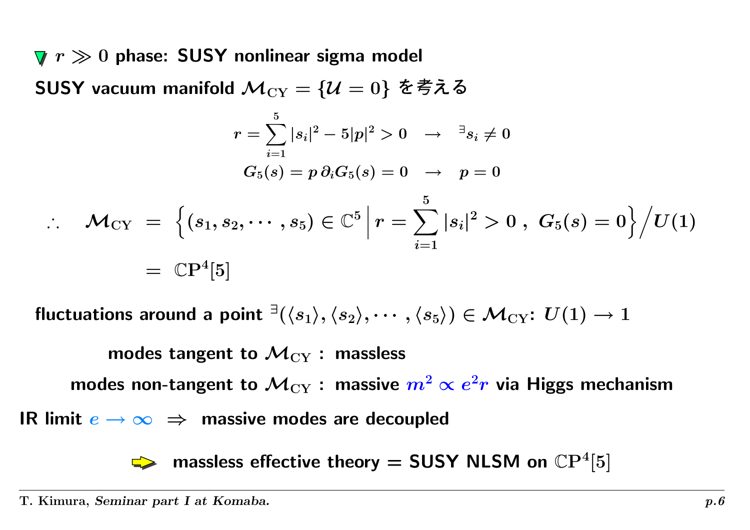## ▼ $r \gg 0$ phase: SUSY nonlinear sigma model

**SUSY vacuum manifold $\mathcal{M}_{\rm CY} = \{\mathcal{U} = 0\}$ を考える**

$$
r = \sum_{i=1}^{5} |s_i|^2 - 5|p|^2 > 0 \quad \rightarrow \quad {}^{\exists}s_i \neq 0
$$

$$
G_5(s) = p\,\partial_i G_5(s) = 0 \quad \rightarrow \quad p = 0
$$

$$
\begin{aligned}
\therefore \quad \mathcal{M}_{\rm CY} \;&=\; \Big\{ (s_1, s_2, \cdots, s_5) \in \mathbb{C}^5 \,\Big|\, r = \sum_{i=1}^{5} |s_i|^2 > 0 \,,\; G_5(s) = 0 \Big\} \Big/ U(1) \\
&=\; \mathbb{CP}^4[5]
\end{aligned}
$$

**fluctuations around a point ${}^{\exists}(\langle s_1 \rangle, \langle s_2 \rangle, \cdots, \langle s_5 \rangle) \in \mathcal{M}_{\rm CY}$: $U(1) \to 1$**

**modes tangent to $\mathcal{M}_{\rm CY}$ : massless**

**modes non-tangent to $\mathcal{M}_{\rm CY}$ : massive $m^2 \propto e^2 r$ via Higgs mechanism**

**IR limit $e \to \infty$ $\Rightarrow$ massive modes are decoupled**

➡ **massless effective theory = SUSY NLSM on $\mathbb{CP}^4[5]$**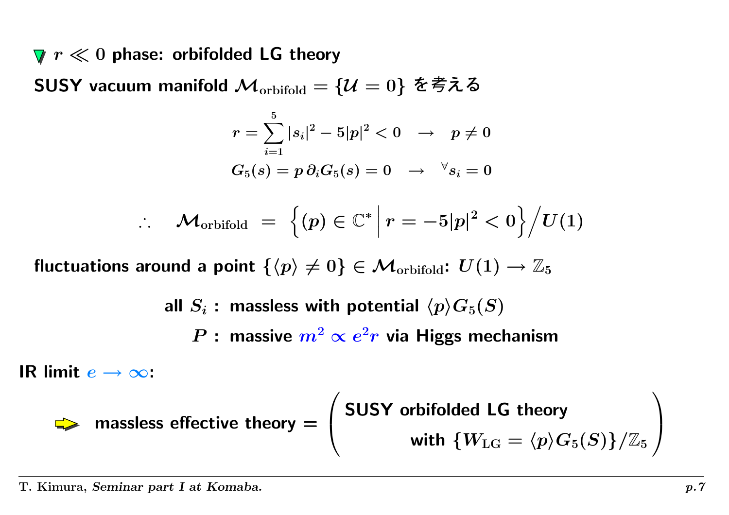### ▼ $r \ll 0$ phase: orbifolded LG theory

**SUSY vacuum manifold $\mathcal{M}_{\text{orbifold}} = \{\mathcal{U} = 0\}$ を考える**

$$r = \sum_{i=1}^{5} |s_i|^2 - 5|p|^2 < 0 \quad \rightarrow \quad p \neq 0$$

$$G_5(s) = p\,\partial_i G_5(s) = 0 \quad \rightarrow \quad {}^{\forall} s_i = 0$$

$$\therefore \quad \mathcal{M}_{\text{orbifold}} \;=\; \Big\{ (p) \in \mathbb{C}^* \Big| \, r = -5|p|^2 < 0 \Big\} \Big/ U(1)$$

**fluctuations around a point $\{\langle p \rangle \neq 0\} \in \mathcal{M}_{\text{orbifold}}$: $U(1) \rightarrow \mathbb{Z}_5$**

- **all $S_i$ : massless with potential $\langle p \rangle G_5(S)$**
- **$P$ : massive $m^2 \propto e^2 r$ via Higgs mechanism**

**IR limit $e \rightarrow \infty$:**

➡ **massless effective theory = ( SUSY orbifolded LG theory with $\{W_{\text{LG}} = \langle p \rangle G_5(S)\} / \mathbb{Z}_5$ )**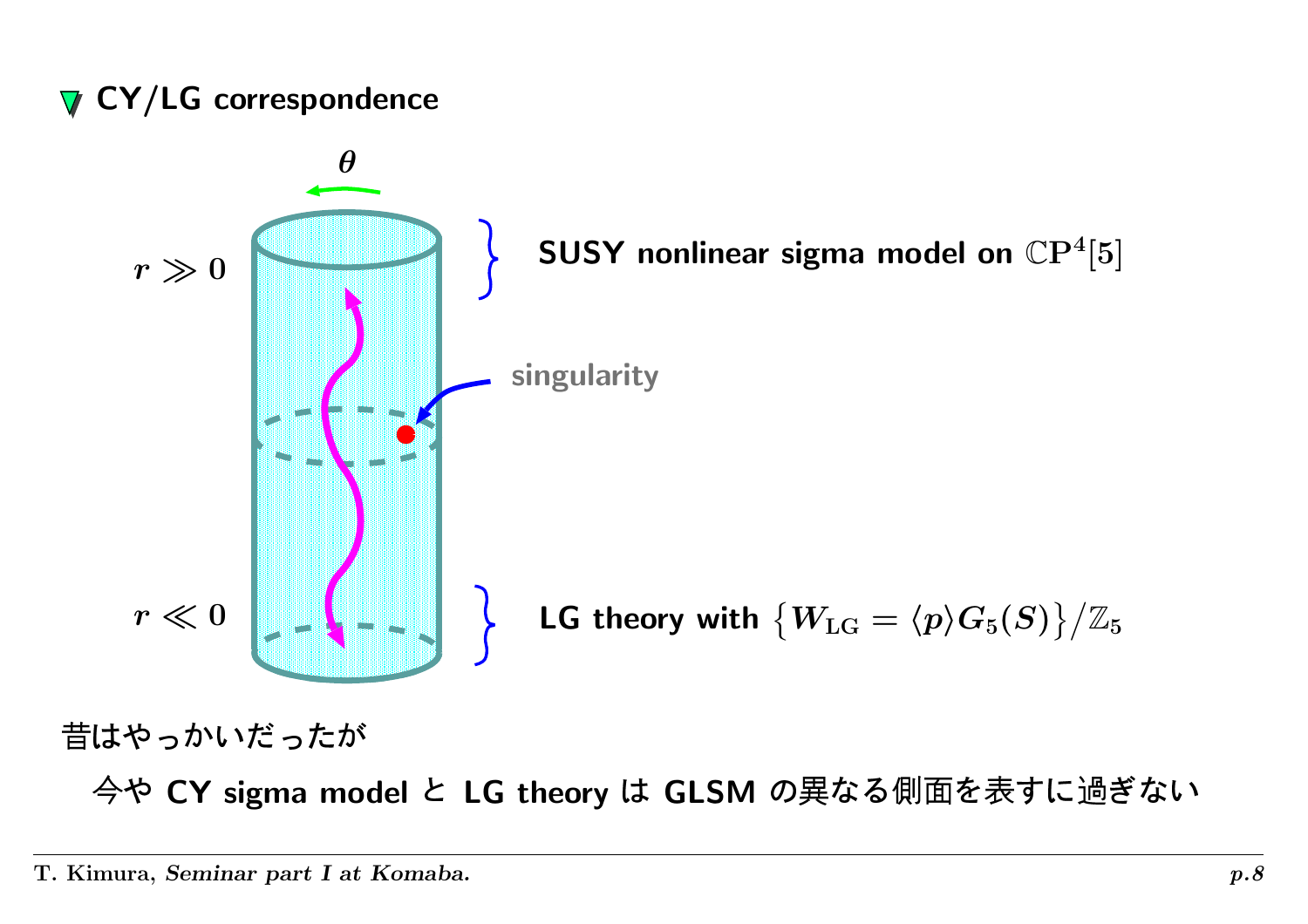## CY/LG correspondence

$\theta$

$r \gg 0$ SUSY nonlinear sigma model on $\mathbb{CP}^4[5]$

singularity

$r \ll 0$ LG theory with $\{W_{\rm LG} = \langle p \rangle G_5(S)\}/\mathbb{Z}_5$

昔はやっかいだったが

今や CY sigma model と LG theory は GLSM の異なる側面を表すに過ぎない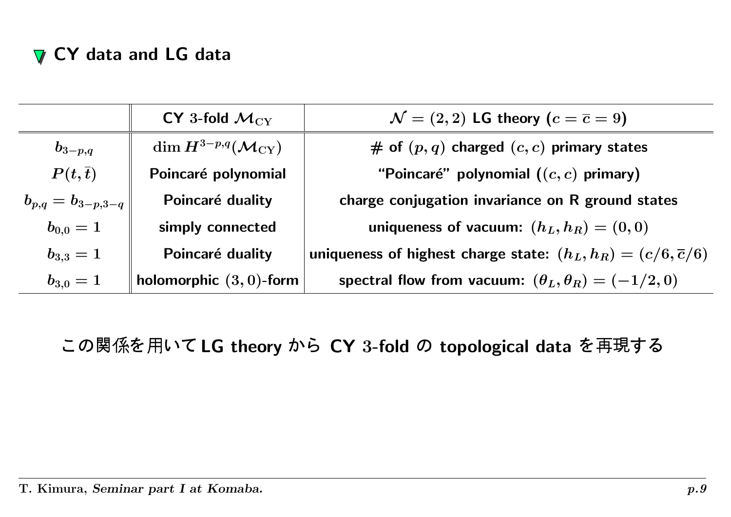## CY data and LG data

| | CY 3-fold $\mathcal{M}_{\mathrm{CY}}$ | $\mathcal{N}=(2,2)$ LG theory ($c=\overline{c}=9$) |
|---|---|---|
| $b_{3-p,q}$ | $\dim H^{3-p,q}(\mathcal{M}_{\mathrm{CY}})$ | # of $(p,q)$ charged $(c,c)$ primary states |
| $P(t,\bar{t})$ | Poincaré polynomial | "Poincaré" polynomial ($(c,c)$ primary) |
| $b_{p,q}=b_{3-p,3-q}$ | Poincaré duality | charge conjugation invariance on R ground states |
| $b_{0,0}=1$ | simply connected | uniqueness of vacuum: $(h_L,h_R)=(0,0)$ |
| $b_{3,3}=1$ | Poincaré duality | uniqueness of highest charge state: $(h_L,h_R)=(c/6,\overline{c}/6)$ |
| $b_{3,0}=1$ | holomorphic $(3,0)$-form | spectral flow from vacuum: $(\theta_L,\theta_R)=(-1/2,0)$ |

この関係を用いて **LG theory** から **CY 3-fold** の **topological data** を再現する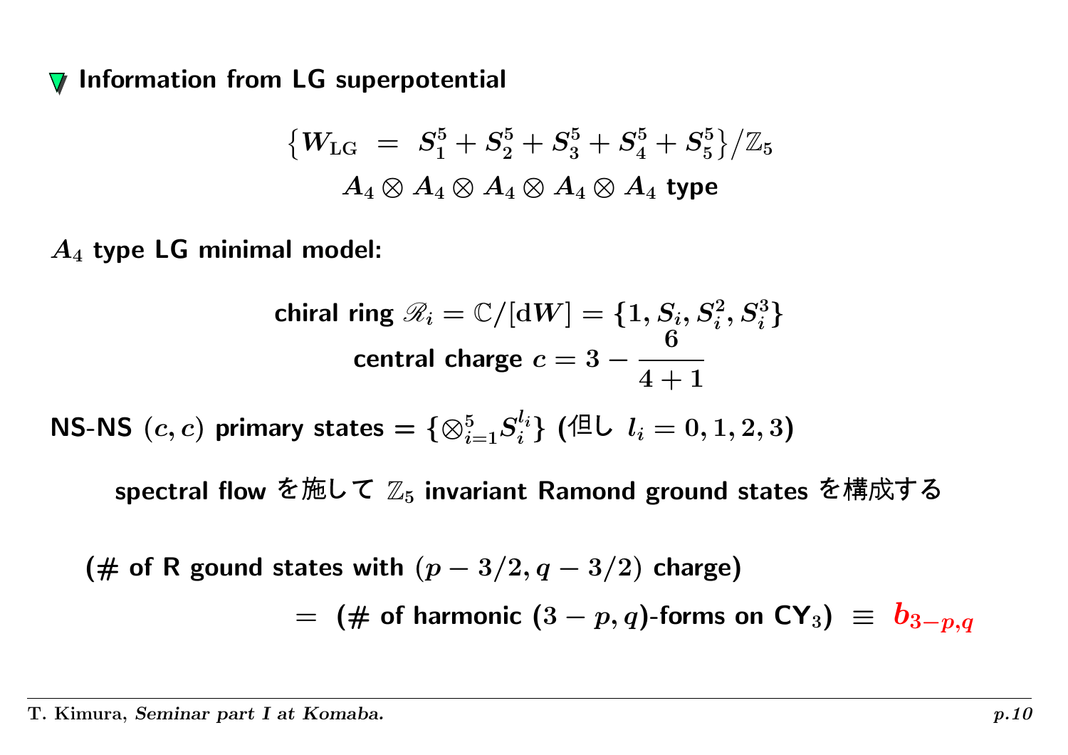## Information from LG superpotential

$$\left\{W_{\rm LG} \ = \ S_1^5 + S_2^5 + S_3^5 + S_4^5 + S_5^5\right\}/\mathbb{Z}_5$$
$$A_4 \otimes A_4 \otimes A_4 \otimes A_4 \otimes A_4 \ \text{type}$$

**$A_4$ type LG minimal model:**

$$\text{chiral ring } \mathscr{R}_i = \mathbb{C}/[\mathrm{d}W] = \{1, S_i, S_i^2, S_i^3\}$$
$$\text{central charge } c = 3 - \frac{6}{4+1}$$

**NS-NS $(c,c)$ primary states = $\{\otimes_{i=1}^5 S_i^{l_i}\}$ (但し $l_i = 0,1,2,3$)**

**spectral flow を施して $\mathbb{Z}_5$ invariant Ramond ground states を構成する**

**(# of R gound states with $(p-3/2, q-3/2)$ charge)**

**= (# of harmonic $(3-p,q)$-forms on CY$_3$) $\equiv$ $b_{3-p,q}$**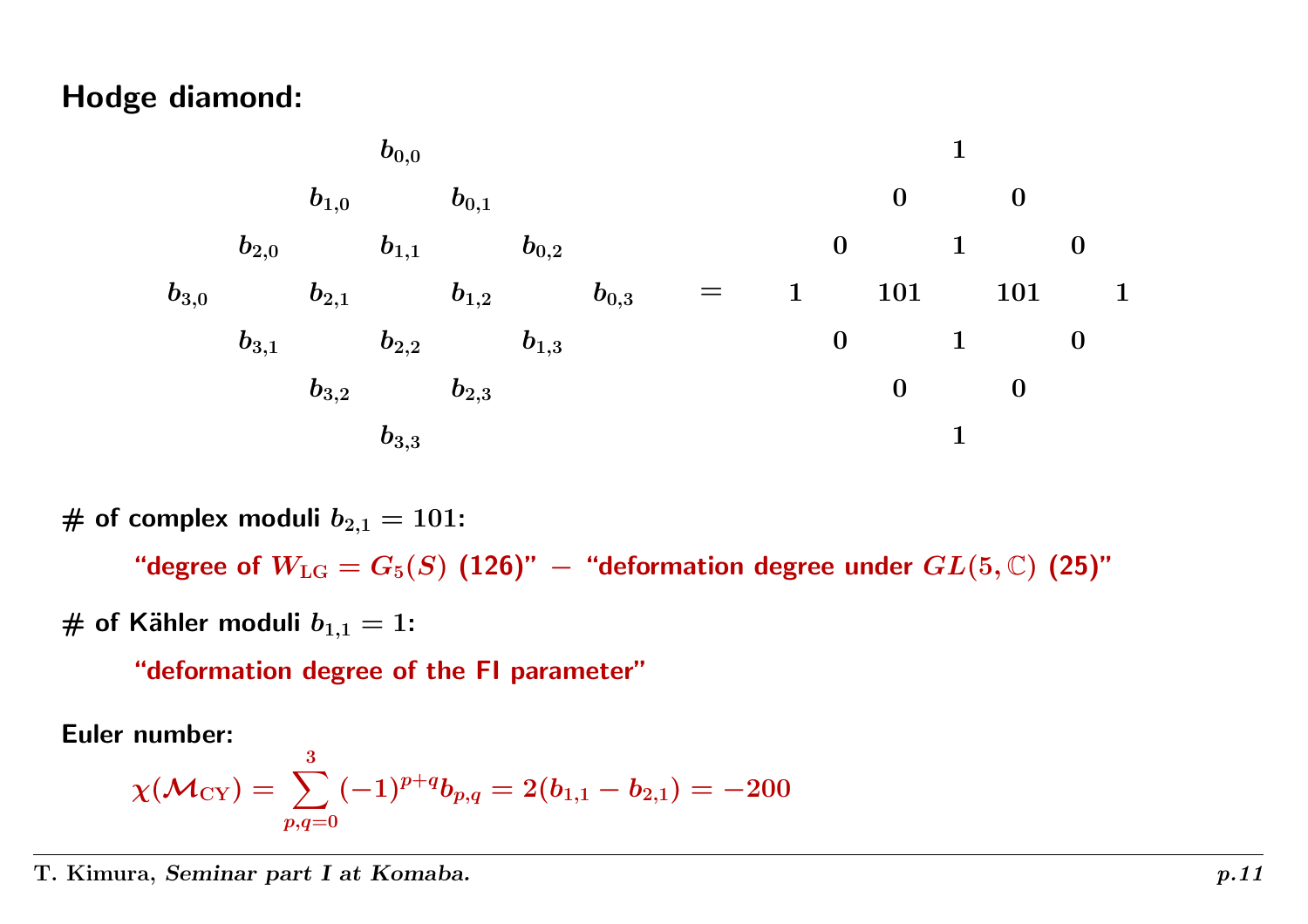## Hodge diamond:

$$
\begin{array}{ccccccc}
 & & & b_{0,0} & & & \\
 & & b_{1,0} & & b_{0,1} & & \\
 & b_{2,0} & & b_{1,1} & & b_{0,2} & \\
b_{3,0} & & b_{2,1} & & b_{1,2} & & b_{0,3} \\
 & b_{3,1} & & b_{2,2} & & b_{1,3} & \\
 & & b_{3,2} & & b_{2,3} & & \\
 & & & b_{3,3} & & &
\end{array}
=
\begin{array}{ccccccc}
 & & & 1 & & & \\
 & & 0 & & 0 & & \\
 & 0 & & 1 & & 0 & \\
1 & & 101 & & 101 & & 1 \\
 & 0 & & 1 & & 0 & \\
 & & 0 & & 0 & & \\
 & & & 1 & & &
\end{array}
$$

**# of complex moduli $b_{2,1} = 101$:**

> "degree of $W_{\rm LG} = G_5(S)$ (126)" $-$ "deformation degree under $GL(5, \mathbb{C})$ (25)"

**# of Kähler moduli $b_{1,1} = 1$:**

> "deformation degree of the FI parameter"

**Euler number:**

$$
\chi(\mathcal{M}_{\rm CY}) = \sum_{p,q=0}^{3} (-1)^{p+q} b_{p,q} = 2(b_{1,1} - b_{2,1}) = -200
$$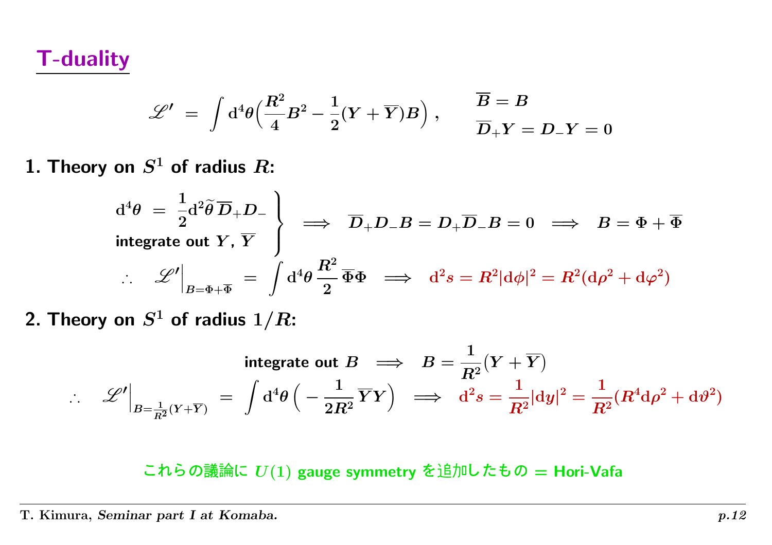# T-duality

$$\mathscr{L}' = \int d^4\theta \Big( \frac{R^2}{4} B^2 - \frac{1}{2}(Y + \overline{Y}) B \Big) , \qquad \begin{aligned} &\overline{B} = B \\ &\overline{D}_+ Y = D_- Y = 0 \end{aligned}$$

**1. Theory on $S^1$ of radius $R$:**

$$\left. \begin{aligned} &d^4\theta = \frac{1}{2} d^2\widetilde{\theta}\, \overline{D}_+ D_- \\ &\text{integrate out } Y,\, \overline{Y} \end{aligned} \right\} \implies \overline{D}_+ D_- B = D_+ \overline{D}_- B = 0 \implies B = \Phi + \overline{\Phi}$$

$$\therefore \quad \mathscr{L}'\Big|_{B = \Phi + \overline{\Phi}} = \int d^4\theta \, \frac{R^2}{2} \, \overline{\Phi}\Phi \implies d^2 s = R^2 |d\phi|^2 = R^2 (d\rho^2 + d\varphi^2)$$

**2. Theory on $S^1$ of radius $1/R$:**

$$\text{integrate out } B \implies B = \frac{1}{R^2}(Y + \overline{Y})$$

$$\therefore \quad \mathscr{L}'\Big|_{B = \frac{1}{R^2}(Y + \overline{Y})} = \int d^4\theta \Big( - \frac{1}{2R^2} \overline{Y} Y \Big) \implies d^2 s = \frac{1}{R^2} |dy|^2 = \frac{1}{R^2} (R^4 d\rho^2 + d\vartheta^2)$$

これらの議論に $U(1)$ gauge symmetry を追加したもの = Hori-Vafa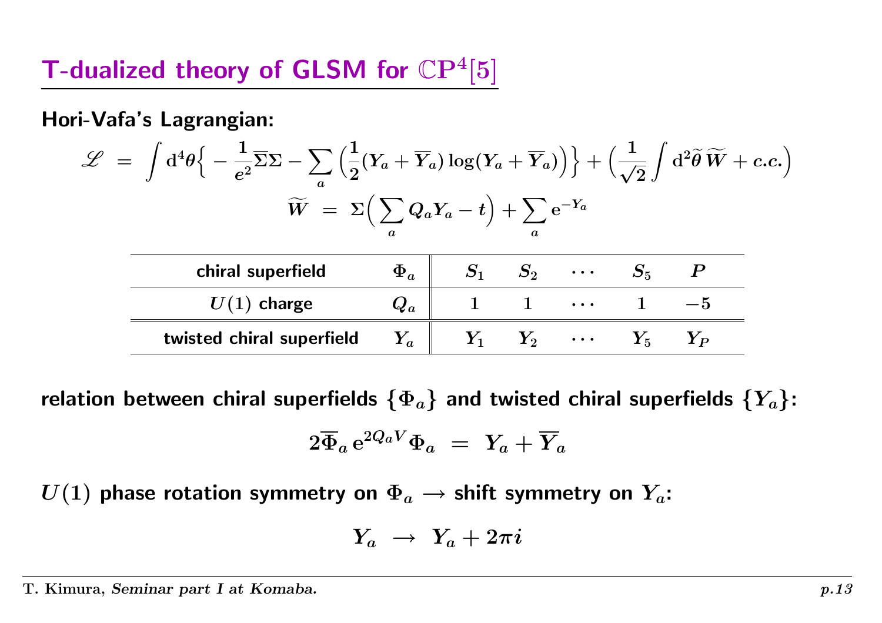# T-dualized theory of GLSM for $\mathbb{CP}^4[5]$

**Hori-Vafa's Lagrangian:**

$$\mathscr{L} \;=\; \int d^4\theta \Big\{ -\frac{1}{e^2}\overline{\Sigma}\Sigma - \sum_a \Big( \frac{1}{2}(Y_a + \overline{Y}_a)\log(Y_a + \overline{Y}_a) \Big) \Big\} + \Big( \frac{1}{\sqrt{2}} \int d^2\widetilde{\theta}\, \widetilde{W} + c.c. \Big)$$

$$\widetilde{W} \;=\; \Sigma \Big( \sum_a Q_a Y_a - t \Big) + \sum_a e^{-Y_a}$$

| chiral superfield | $\Phi_a$ | $S_1$ | $S_2$ | $\cdots$ | $S_5$ | $P$ |
|---|---|---|---|---|---|---|
| $U(1)$ charge | $Q_a$ | $1$ | $1$ | $\cdots$ | $1$ | $-5$ |
| twisted chiral superfield | $Y_a$ | $Y_1$ | $Y_2$ | $\cdots$ | $Y_5$ | $Y_P$ |

**relation between chiral superfields $\{\Phi_a\}$ and twisted chiral superfields $\{Y_a\}$:**

$$2\overline{\Phi}_a\, e^{2Q_a V} \Phi_a \;=\; Y_a + \overline{Y}_a$$

**$U(1)$ phase rotation symmetry on $\Phi_a$ $\longrightarrow$ shift symmetry on $Y_a$:**

$$Y_a \;\longrightarrow\; Y_a + 2\pi i$$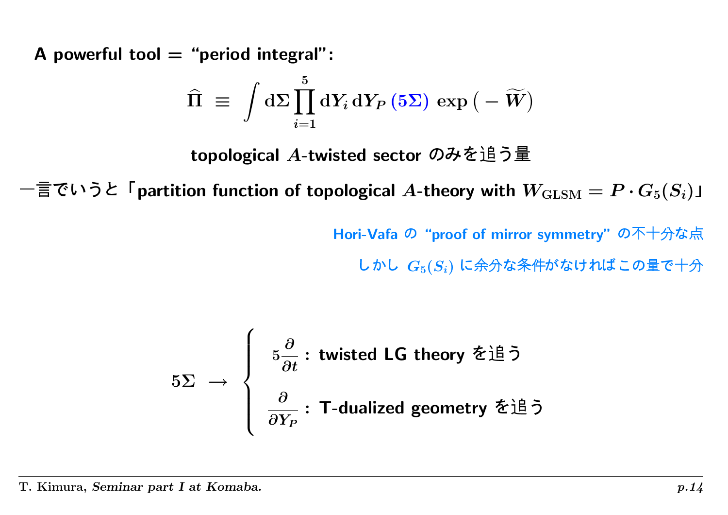**A powerful tool = "period integral":**

$$\widehat{\Pi} \;\equiv\; \int \mathrm{d}\Sigma \prod_{i=1}^{5} \mathrm{d}Y_i \, \mathrm{d}Y_P \, (5\Sigma) \, \exp\big( - \widetilde{W} \big)$$

**topological $A$-twisted sector のみを追う量**

一言でいうと「**partition function of topological $A$-theory with $W_{\mathrm{GLSM}} = P \cdot G_5(S_i)$**」

Hori-Vafa の "proof of mirror symmetry" の不十分な点

しかし $G_5(S_i)$ に余分な条件がなければこの量で十分

$$5\Sigma \;\to\; \begin{cases} 5\dfrac{\partial}{\partial t} : \text{ twisted LG theory を追う} \\[2ex] \dfrac{\partial}{\partial Y_P} : \text{ T-dualized geometry を追う} \end{cases}$$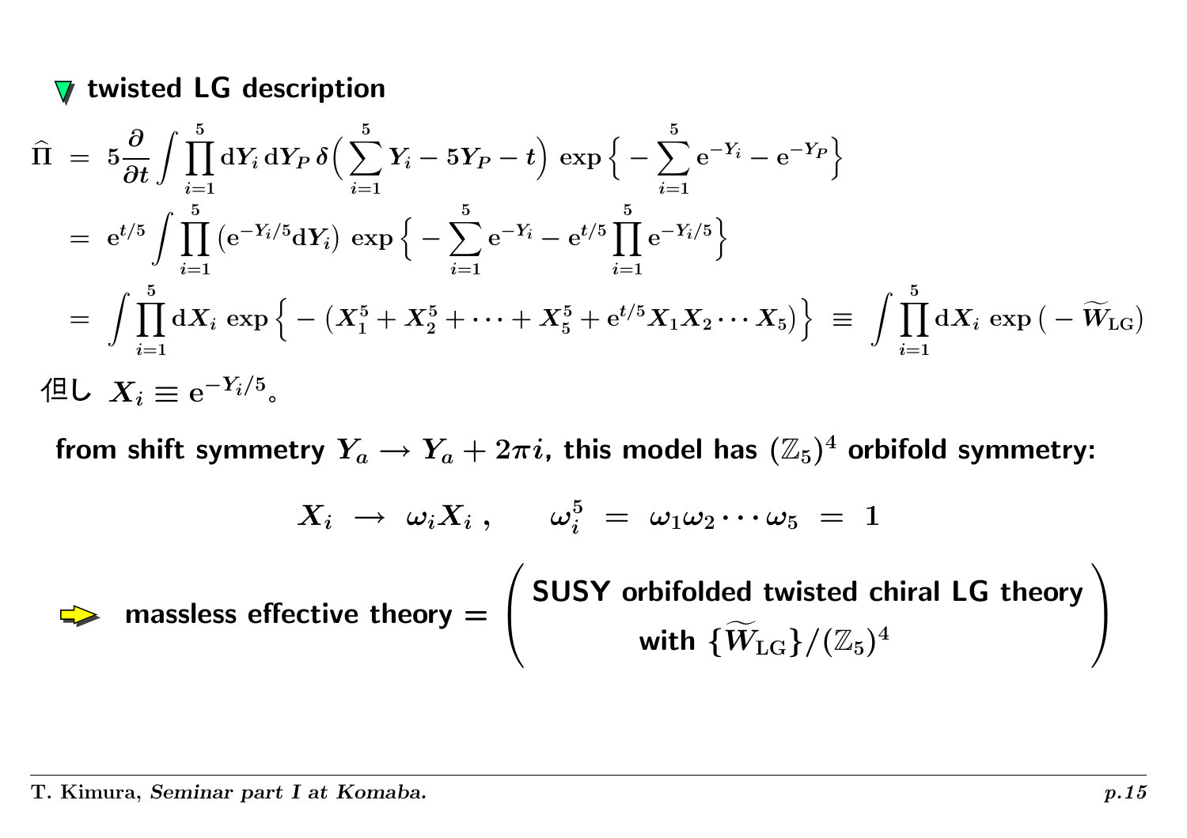### twisted LG description

$$
\begin{aligned}
\widehat{\Pi} \;&=\; 5\frac{\partial}{\partial t}\int \prod_{i=1}^{5} \mathrm{d}Y_i \, \mathrm{d}Y_P \, \delta\Big( \sum_{i=1}^{5} Y_i - 5Y_P - t \Big) \, \exp\Big\{ -\sum_{i=1}^{5} \mathrm{e}^{-Y_i} - \mathrm{e}^{-Y_P} \Big\} \\
&=\; \mathrm{e}^{t/5} \int \prod_{i=1}^{5} \big( \mathrm{e}^{-Y_i/5} \mathrm{d}Y_i \big) \, \exp\Big\{ -\sum_{i=1}^{5} \mathrm{e}^{-Y_i} - \mathrm{e}^{t/5} \prod_{i=1}^{5} \mathrm{e}^{-Y_i/5} \Big\} \\
&=\; \int \prod_{i=1}^{5} \mathrm{d}X_i \, \exp\Big\{ -\big( X_1^5 + X_2^5 + \cdots + X_5^5 + \mathrm{e}^{t/5} X_1 X_2 \cdots X_5 \big) \Big\} \;\equiv\; \int \prod_{i=1}^{5} \mathrm{d}X_i \, \exp\big( -\widetilde{W}_{\mathrm{LG}} \big)
\end{aligned}
$$

但し $X_i \equiv \mathrm{e}^{-Y_i/5}$。

**from shift symmetry $Y_a \to Y_a + 2\pi i$, this model has $(\mathbb{Z}_5)^4$ orbifold symmetry:**

$$
X_i \;\to\; \omega_i X_i \,, \qquad \omega_i^5 \;=\; \omega_1 \omega_2 \cdots \omega_5 \;=\; 1
$$

➡ **massless effective theory = ( SUSY orbifolded twisted chiral LG theory with $\{\widetilde{W}_{\mathrm{LG}}\}/(\mathbb{Z}_5)^4$ )**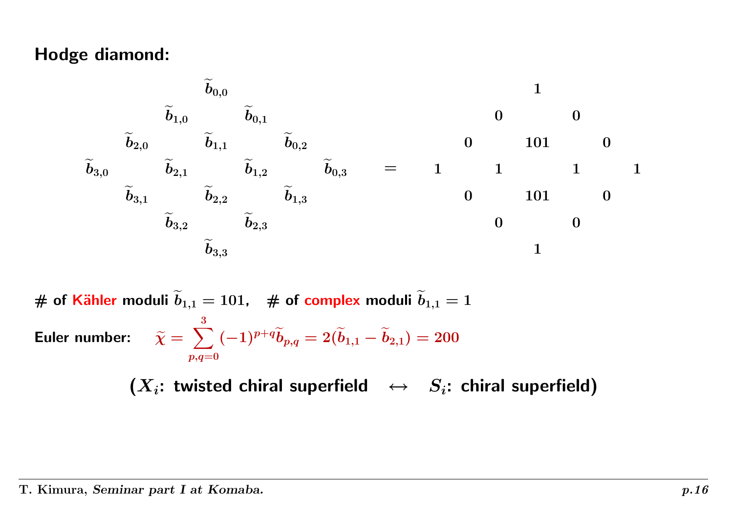## Hodge diamond:

$$
\begin{array}{ccccccc}
 & & & \widetilde{b}_{0,0} & & & \\
 & & \widetilde{b}_{1,0} & & \widetilde{b}_{0,1} & & \\
 & \widetilde{b}_{2,0} & & \widetilde{b}_{1,1} & & \widetilde{b}_{0,2} & \\
\widetilde{b}_{3,0} & & \widetilde{b}_{2,1} & & \widetilde{b}_{1,2} & & \widetilde{b}_{0,3} \\
 & \widetilde{b}_{3,1} & & \widetilde{b}_{2,2} & & \widetilde{b}_{1,3} & \\
 & & \widetilde{b}_{3,2} & & \widetilde{b}_{2,3} & & \\
 & & & \widetilde{b}_{3,3} & & &
\end{array}
\quad = \quad
\begin{array}{ccccccc}
 & & & 1 & & & \\
 & & 0 & & 0 & & \\
 & 0 & & 101 & & 0 & \\
1 & & 1 & & 1 & & 1 \\
 & 0 & & 101 & & 0 & \\
 & & 0 & & 0 & & \\
 & & & 1 & & &
\end{array}
$$

**# of Kähler moduli** $\widetilde{b}_{1,1} = 101$, **# of complex moduli** $\widetilde{b}_{1,1} = 1$

**Euler number:** $\widetilde{\chi} = \sum_{p,q=0}^{3} (-1)^{p+q} \widetilde{b}_{p,q} = 2(\widetilde{b}_{1,1} - \widetilde{b}_{2,1}) = 200$

**($X_i$: twisted chiral superfield $\leftrightarrow$ $S_i$: chiral superfield)**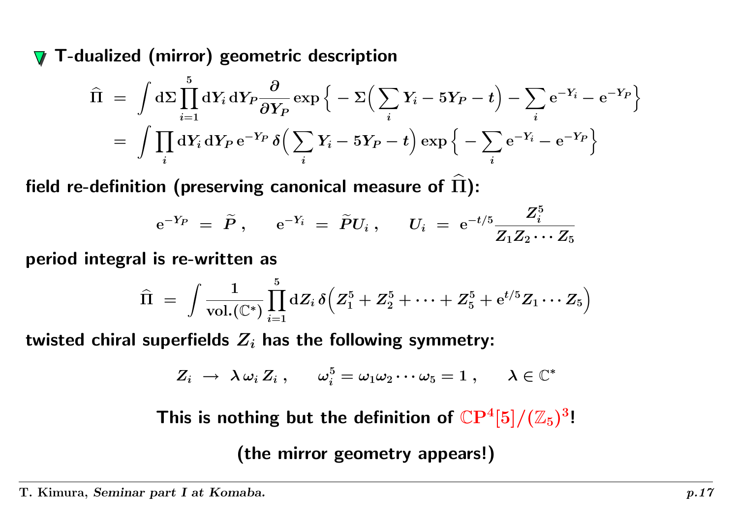## T-dualized (mirror) geometric description

$$
\begin{aligned}
\widehat{\Pi} &= \int \mathrm{d}\Sigma \prod_{i=1}^{5} \mathrm{d}Y_i \, \mathrm{d}Y_P \frac{\partial}{\partial Y_P} \exp\Big\{ - \Sigma\Big( \sum_i Y_i - 5 Y_P - t \Big) - \sum_i \mathrm{e}^{-Y_i} - \mathrm{e}^{-Y_P} \Big\} \\
&= \int \prod_i \mathrm{d}Y_i \, \mathrm{d}Y_P \, \mathrm{e}^{-Y_P} \, \delta\Big( \sum_i Y_i - 5 Y_P - t \Big) \exp\Big\{ - \sum_i \mathrm{e}^{-Y_i} - \mathrm{e}^{-Y_P} \Big\}
\end{aligned}
$$

**field re-definition (preserving canonical measure of $\widehat{\Pi}$):**

$$
\mathrm{e}^{-Y_P} = \widetilde{P} \, , \qquad \mathrm{e}^{-Y_i} = \widetilde{P} U_i \, , \qquad U_i = \mathrm{e}^{-t/5} \frac{Z_i^5}{Z_1 Z_2 \cdots Z_5}
$$

**period integral is re-written as**

$$
\widehat{\Pi} = \int \frac{1}{\mathrm{vol.}(\mathbb{C}^*)} \prod_{i=1}^{5} \mathrm{d}Z_i \, \delta\Big( Z_1^5 + Z_2^5 + \cdots + Z_5^5 + \mathrm{e}^{t/5} Z_1 \cdots Z_5 \Big)
$$

**twisted chiral superfields $Z_i$ has the following symmetry:**

$$
Z_i \; \to \; \lambda \, \omega_i \, Z_i \, , \qquad \omega_i^5 = \omega_1 \omega_2 \cdots \omega_5 = 1 \, , \qquad \lambda \in \mathbb{C}^*
$$

**This is nothing but the definition of $\mathbb{CP}^4[5]/(\mathbb{Z}_5)^3$!**

**(the mirror geometry appears!)**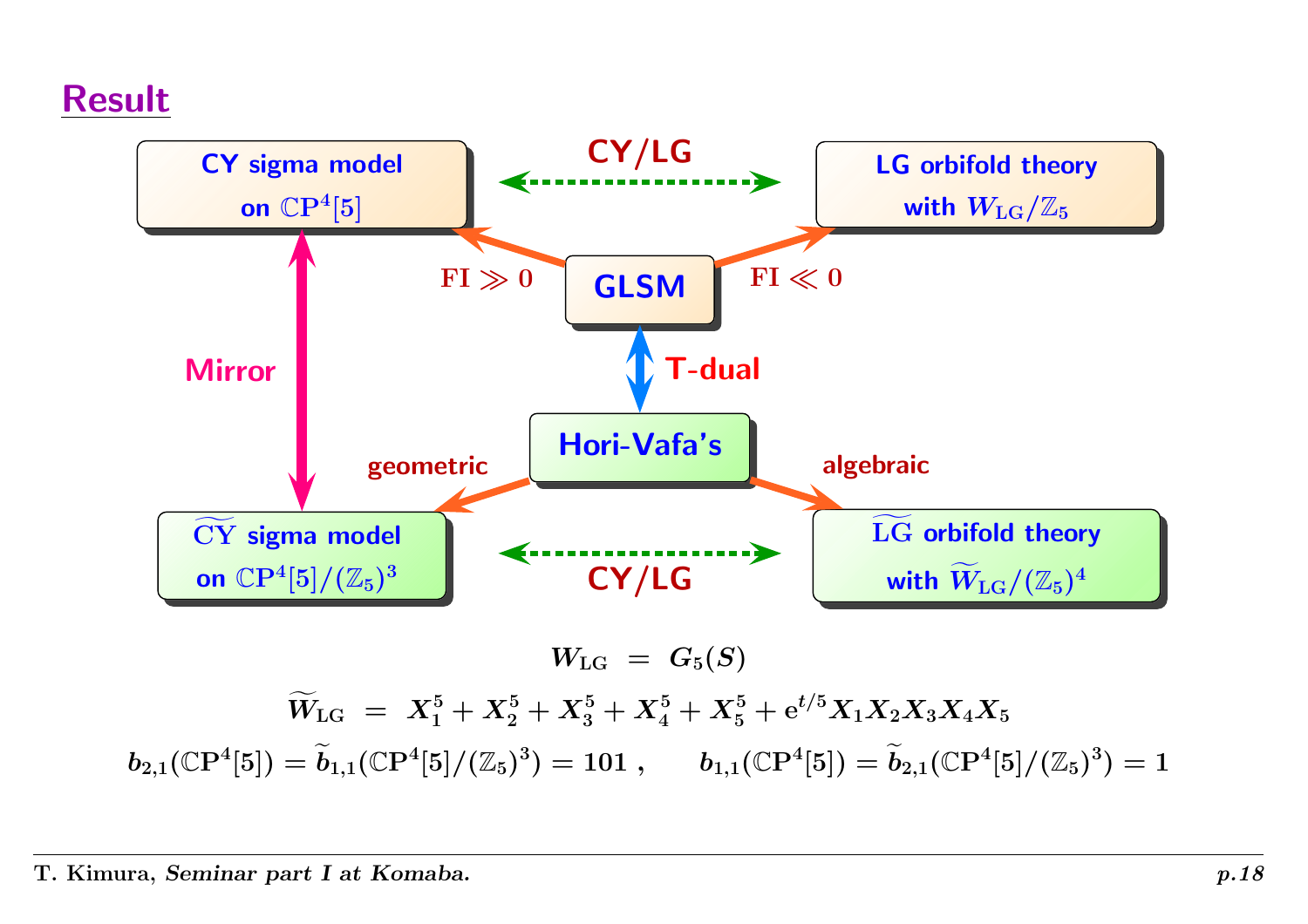# Result

**CY sigma model on $\mathbb{C}\mathbf{P}^4[5]$** ⟷ (CY/LG) ⟷ **LG orbifold theory with $W_{\rm LG}/\mathbb{Z}_5$**

**GLSM**: FI $\gg 0$ → CY sigma model on $\mathbb{C}\mathbf{P}^4[5]$; FI $\ll 0$ → LG orbifold theory with $W_{\rm LG}/\mathbb{Z}_5$

**GLSM** ⟷ (T-dual) ⟷ **Hori-Vafa's**

**Hori-Vafa's**: geometric → $\widetilde{\rm CY}$ sigma model on $\mathbb{C}\mathbf{P}^4[5]/(\mathbb{Z}_5)^3$; algebraic → $\widetilde{\rm LG}$ orbifold theory with $\widetilde{W}_{\rm LG}/(\mathbb{Z}_5)^4$

**CY sigma model on $\mathbb{C}\mathbf{P}^4[5]$** ⟷ (Mirror) ⟷ **$\widetilde{\rm CY}$ sigma model on $\mathbb{C}\mathbf{P}^4[5]/(\mathbb{Z}_5)^3$**

**$\widetilde{\rm CY}$ sigma model on $\mathbb{C}\mathbf{P}^4[5]/(\mathbb{Z}_5)^3$** ⟷ (CY/LG) ⟷ **$\widetilde{\rm LG}$ orbifold theory with $\widetilde{W}_{\rm LG}/(\mathbb{Z}_5)^4$**

$$W_{\rm LG} \ = \ G_5(S)$$

$$\widetilde{W}_{\rm LG} \ = \ X_1^5 + X_2^5 + X_3^5 + X_4^5 + X_5^5 + {\rm e}^{t/5} X_1 X_2 X_3 X_4 X_5$$

$$b_{2,1}(\mathbb{C}\mathbf{P}^4[5]) = \widetilde{b}_{1,1}(\mathbb{C}\mathbf{P}^4[5]/(\mathbb{Z}_5)^3) = 101 \ , \qquad b_{1,1}(\mathbb{C}\mathbf{P}^4[5]) = \widetilde{b}_{2,1}(\mathbb{C}\mathbf{P}^4[5]/(\mathbb{Z}_5)^3) = 1$$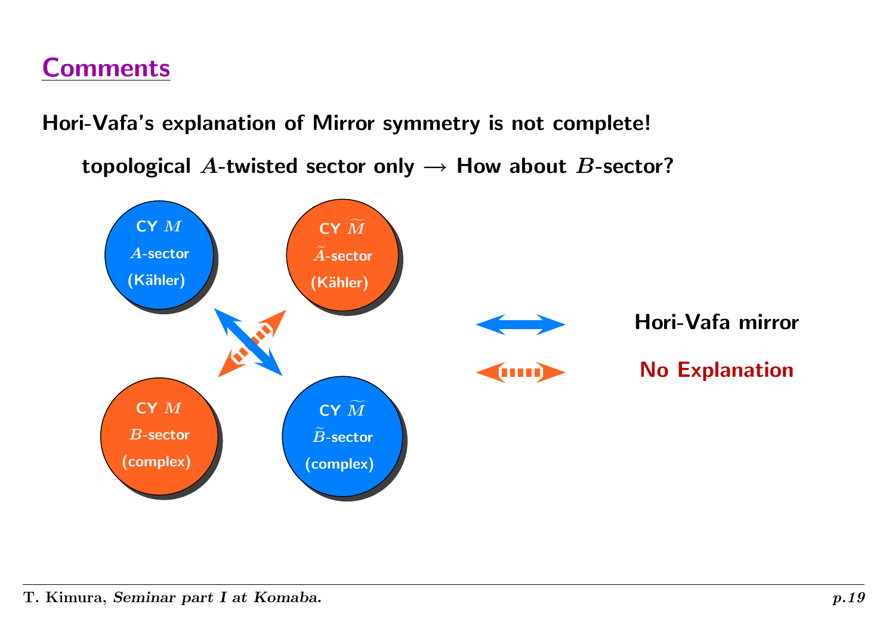## Comments

**Hori-Vafa's explanation of Mirror symmetry is not complete!**

**topological $A$-twisted sector only $\longrightarrow$ How about $B$-sector?**

**CY $M$**
**$A$-sector**
**(Kähler)**

**CY $\widetilde{M}$**
**$\widetilde{A}$-sector**
**(Kähler)**

**CY $M$**
**$B$-sector**
**(complex)**

**CY $\widetilde{M}$**
**$\widetilde{B}$-sector**
**(complex)**

**Hori-Vafa mirror**

**No Explanation**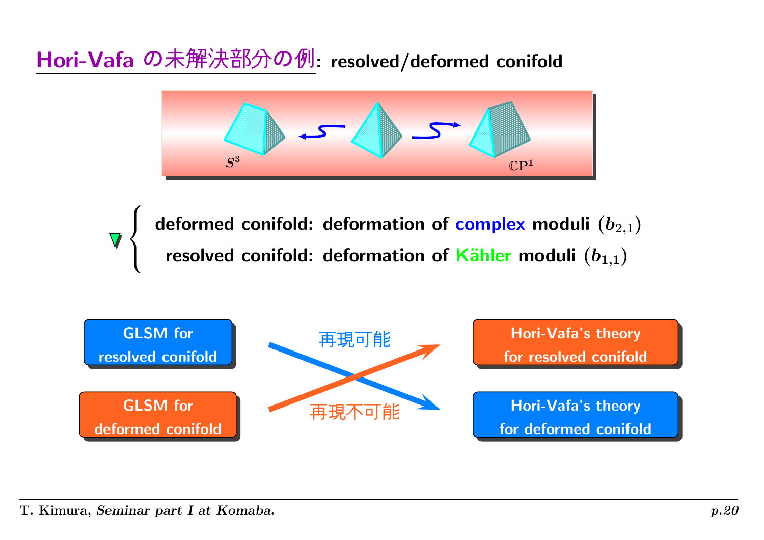## Hori-Vafa の未解決部分の例: resolved/deformed conifold

$S^3$ $\mathbb{C}\mathbf{P}^1$

- deformed conifold: deformation of complex moduli $(b_{2,1})$
- resolved conifold: deformation of Kähler moduli $(b_{1,1})$

GLSM for resolved conifold → Hori-Vafa's theory for deformed conifold: 再現可能

GLSM for deformed conifold → Hori-Vafa's theory for resolved conifold: 再現不可能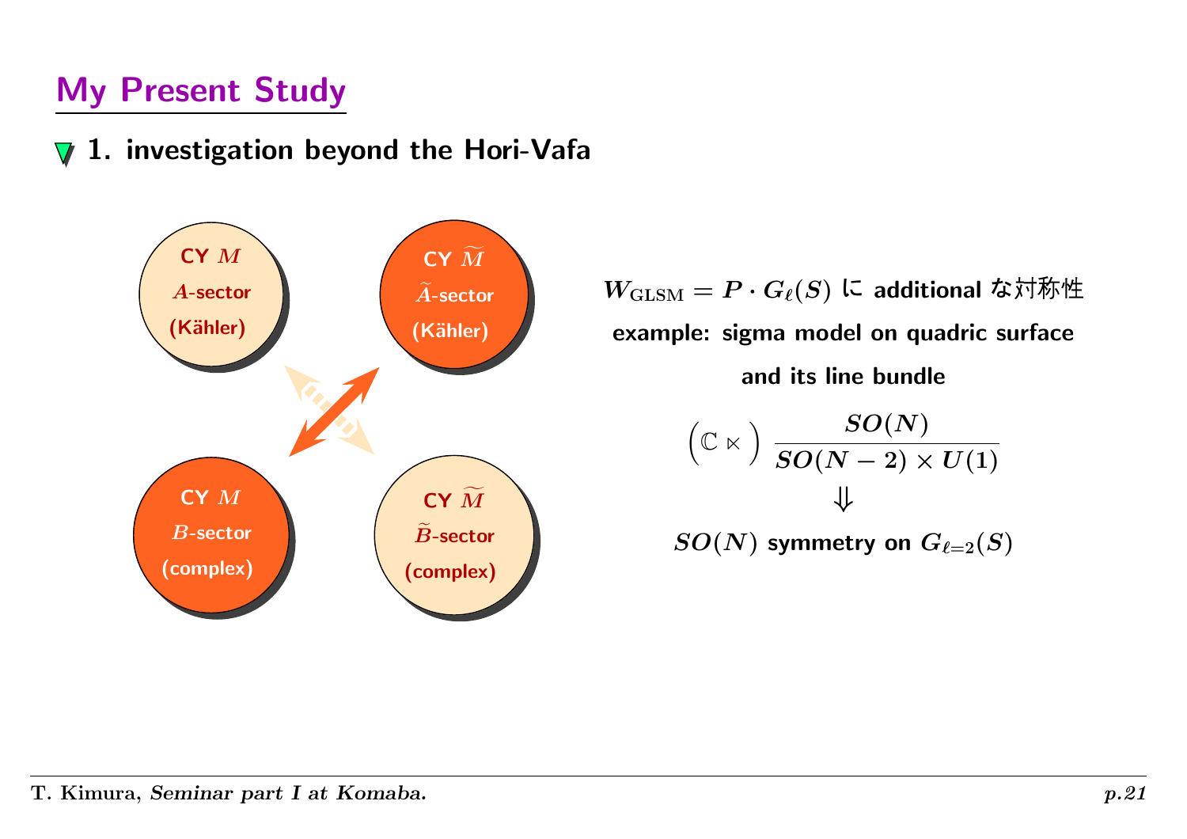# My Present Study

## 1. investigation beyond the Hori-Vafa

CY $M$
$A$-sector
(Kähler)

CY $\widetilde{M}$
$\widetilde{A}$-sector
(Kähler)

CY $M$
$B$-sector
(complex)

CY $\widetilde{M}$
$\widetilde{B}$-sector
(complex)

$W_{\mathrm{GLSM}} = P \cdot G_\ell(S)$ に additional な対称性

example: sigma model on quadric surface

and its line bundle

$$\Big(\mathbb{C} \ltimes\Big) \ \frac{SO(N)}{SO(N-2) \times U(1)}$$

$$\Downarrow$$

$SO(N)$ symmetry on $G_{\ell=2}(S)$

T. Kimura, *Seminar part I at Komaba.*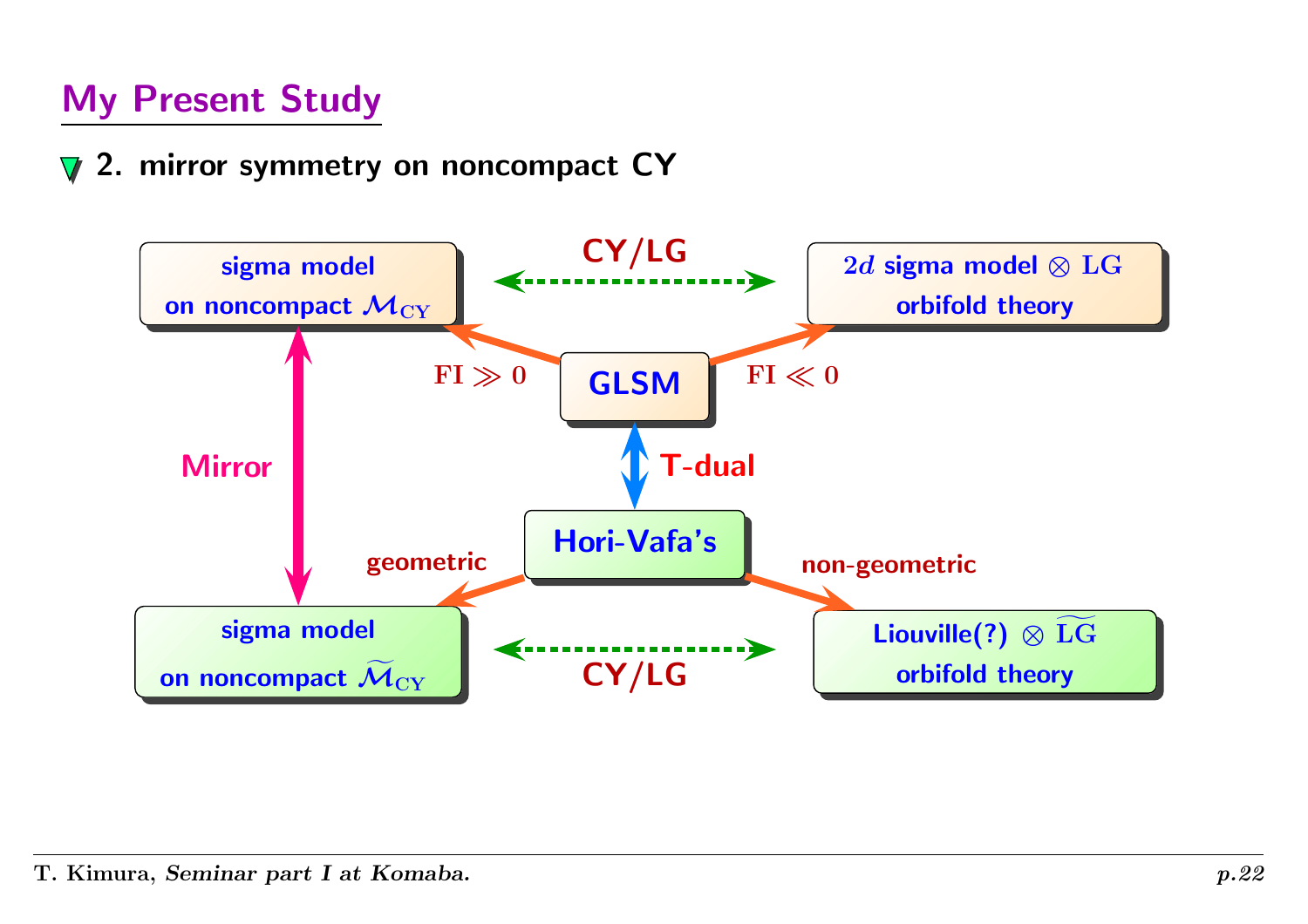## My Present Study

▼ **2. mirror symmetry on noncompact CY**

**sigma model on noncompact $\mathcal{M}_{\rm CY}$** ⟷ (CY/LG) ⟷ **$2d$ sigma model $\otimes$ LG orbifold theory**

**GLSM**: FI $\gg 0$ → sigma model on noncompact $\mathcal{M}_{\rm CY}$; FI $\ll 0$ → $2d$ sigma model $\otimes$ LG orbifold theory

**GLSM** ⟷ (T-dual) ⟷ **Hori-Vafa's**

**Hori-Vafa's**: geometric → sigma model on noncompact $\widetilde{\mathcal{M}}_{\rm CY}$; non-geometric → Liouville(?) $\otimes$ $\widetilde{\rm LG}$ orbifold theory

**sigma model on noncompact $\mathcal{M}_{\rm CY}$** ⟷ (Mirror) ⟷ **sigma model on noncompact $\widetilde{\mathcal{M}}_{\rm CY}$**

**sigma model on noncompact $\widetilde{\mathcal{M}}_{\rm CY}$** ⟷ (CY/LG) ⟷ **Liouville(?) $\otimes$ $\widetilde{\rm LG}$ orbifold theory**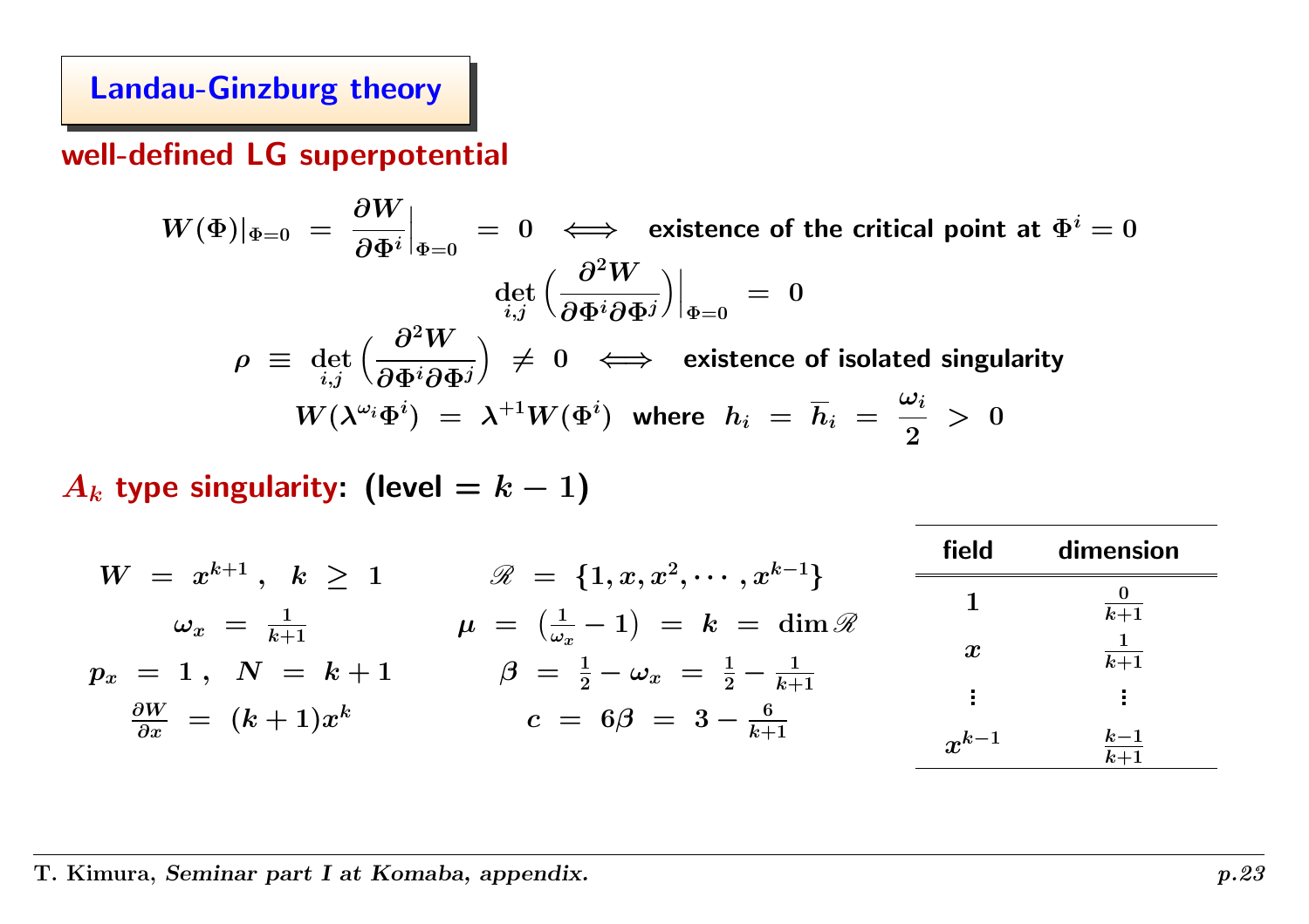# Landau-Ginzburg theory

## well-defined LG superpotential

$$W(\Phi)|_{\Phi=0} \;=\; \frac{\partial W}{\partial \Phi^i}\Big|_{\Phi=0} \;=\; 0 \quad\Longleftrightarrow\quad \text{existence of the critical point at } \Phi^i = 0$$

$$\det_{i,j}\Big(\frac{\partial^2 W}{\partial \Phi^i \partial \Phi^j}\Big)\Big|_{\Phi=0} \;=\; 0$$

$$\rho \;\equiv\; \det_{i,j}\Big(\frac{\partial^2 W}{\partial \Phi^i \partial \Phi^j}\Big) \;\neq\; 0 \quad\Longleftrightarrow\quad \text{existence of isolated singularity}$$

$$W(\lambda^{\omega_i}\Phi^i) \;=\; \lambda^{+1} W(\Phi^i) \;\; \text{where} \;\; h_i \;=\; \overline{h}_i \;=\; \frac{\omega_i}{2} \;>\; 0$$

## $A_k$ type singularity: (level $= k-1$)

$$W \;=\; x^{k+1}\,, \;\; k \;\geq\; 1$$

$$\omega_x \;=\; \tfrac{1}{k+1}$$

$$p_x \;=\; 1\,, \;\; N \;=\; k+1$$

$$\tfrac{\partial W}{\partial x} \;=\; (k+1)x^k$$

$$\mathscr{R} \;=\; \{1, x, x^2, \cdots, x^{k-1}\}$$

$$\mu \;=\; \big(\tfrac{1}{\omega_x} - 1\big) \;=\; k \;=\; \dim \mathscr{R}$$

$$\beta \;=\; \tfrac{1}{2} - \omega_x \;=\; \tfrac{1}{2} - \tfrac{1}{k+1}$$

$$c \;=\; 6\beta \;=\; 3 - \tfrac{6}{k+1}$$

| field | dimension |
|---|---|
| $1$ | $\frac{0}{k+1}$ |
| $x$ | $\frac{1}{k+1}$ |
| $\vdots$ | $\vdots$ |
| $x^{k-1}$ | $\frac{k-1}{k+1}$ |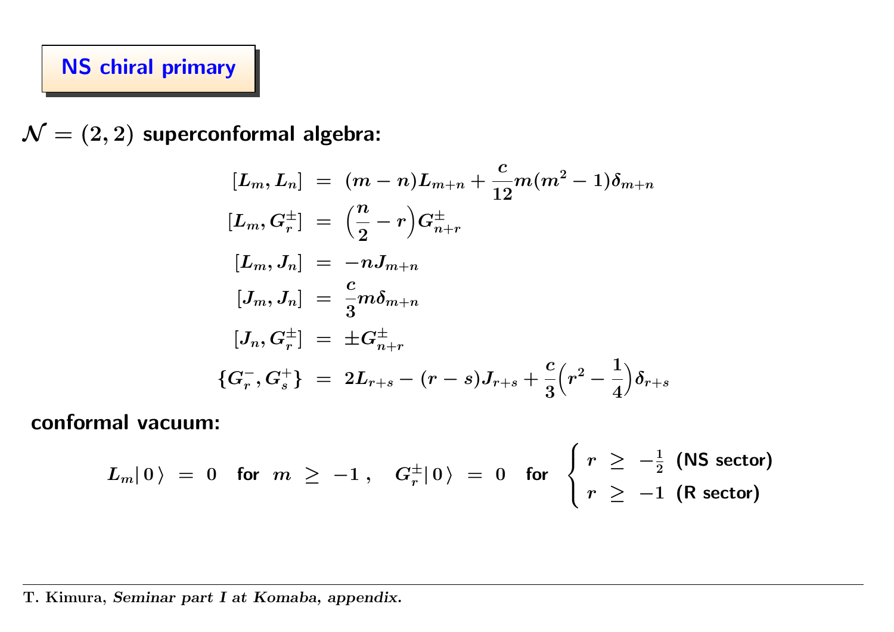## NS chiral primary

$\mathcal{N} = (2,2)$ **superconformal algebra:**

$$
\begin{aligned}
[L_m, L_n] &= (m-n)L_{m+n} + \frac{c}{12}m(m^2-1)\delta_{m+n} \\
[L_m, G_r^{\pm}] &= \Big(\frac{n}{2} - r\Big)G_{n+r}^{\pm} \\
[L_m, J_n] &= -nJ_{m+n} \\
[J_m, J_n] &= \frac{c}{3}m\delta_{m+n} \\
[J_n, G_r^{\pm}] &= \pm G_{n+r}^{\pm} \\
\{G_r^-, G_s^+\} &= 2L_{r+s} - (r-s)J_{r+s} + \frac{c}{3}\Big(r^2 - \frac{1}{4}\Big)\delta_{r+s}
\end{aligned}
$$

**conformal vacuum:**

$$
L_m|\,0\,\rangle = 0 \quad \text{for } m \geq -1\,, \quad G_r^{\pm}|\,0\,\rangle = 0 \quad \text{for } \begin{cases} r \geq -\frac{1}{2} \text{ (NS sector)} \\ r \geq -1 \text{ (R sector)} \end{cases}
$$

**T. Kimura**, *Seminar part I at Komaba, appendix.*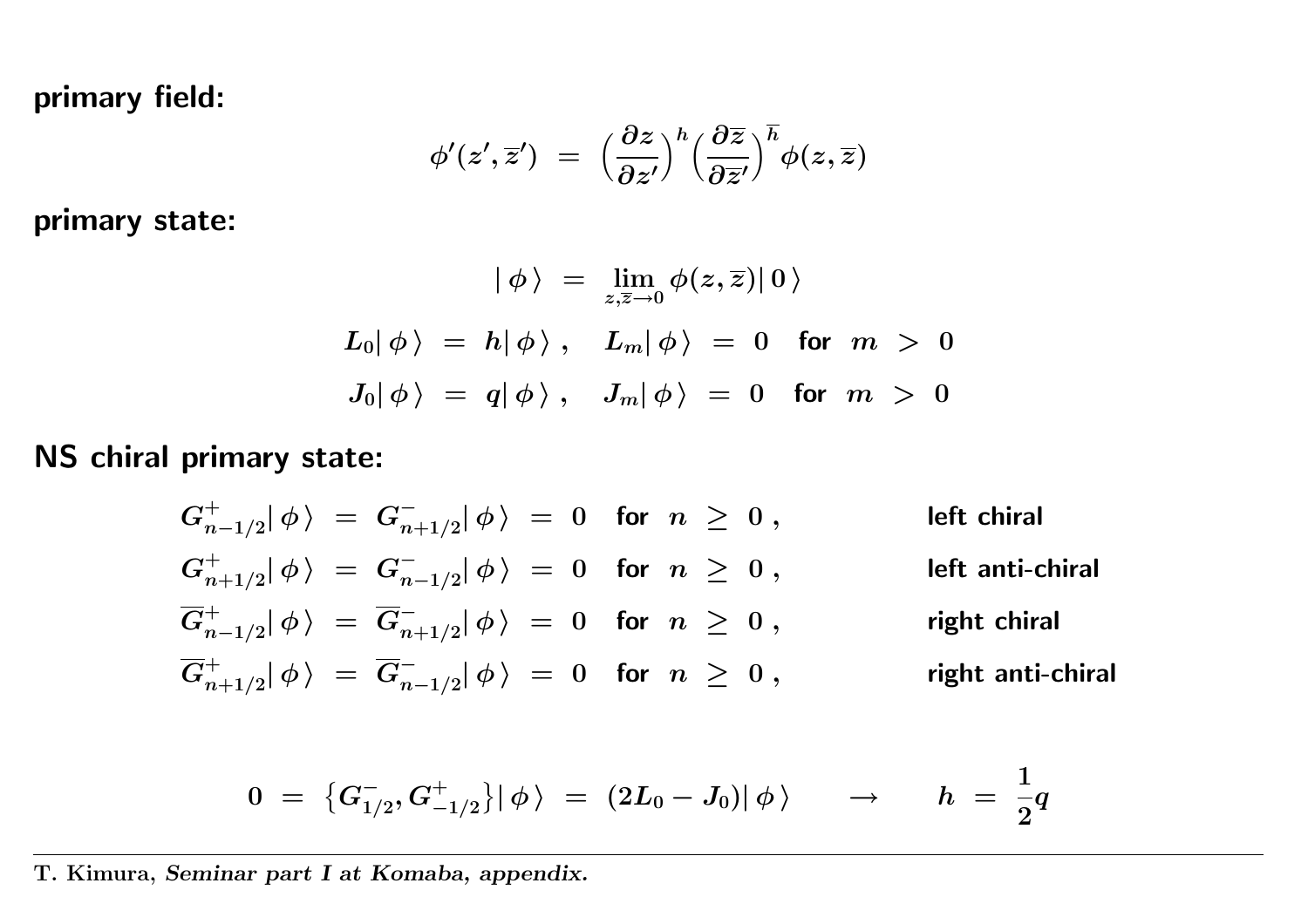**primary field:**

$$\phi'(z', \overline{z}') \;=\; \Big(\frac{\partial z}{\partial z'}\Big)^{h} \Big(\frac{\partial \overline{z}}{\partial \overline{z}'}\Big)^{\overline{h}} \phi(z, \overline{z})$$

**primary state:**

$$|\,\phi\,\rangle \;=\; \lim_{z,\overline{z}\to 0} \phi(z,\overline{z}) |\,0\,\rangle$$

$$L_0 |\,\phi\,\rangle \;=\; h |\,\phi\,\rangle \;, \quad L_m |\,\phi\,\rangle \;=\; 0 \quad \text{for} \;\; m \;>\; 0$$

$$J_0 |\,\phi\,\rangle \;=\; q |\,\phi\,\rangle \;, \quad J_m |\,\phi\,\rangle \;=\; 0 \quad \text{for} \;\; m \;>\; 0$$

**NS chiral primary state:**

$$G^{+}_{n-1/2} |\,\phi\,\rangle \;=\; G^{-}_{n+1/2} |\,\phi\,\rangle \;=\; 0 \quad \text{for} \;\; n \;\geq\; 0 \,, \qquad \text{left chiral}$$

$$G^{+}_{n+1/2} |\,\phi\,\rangle \;=\; G^{-}_{n-1/2} |\,\phi\,\rangle \;=\; 0 \quad \text{for} \;\; n \;\geq\; 0 \,, \qquad \text{left anti-chiral}$$

$$\overline{G}^{+}_{n-1/2} |\,\phi\,\rangle \;=\; \overline{G}^{-}_{n+1/2} |\,\phi\,\rangle \;=\; 0 \quad \text{for} \;\; n \;\geq\; 0 \,, \qquad \text{right chiral}$$

$$\overline{G}^{+}_{n+1/2} |\,\phi\,\rangle \;=\; \overline{G}^{-}_{n-1/2} |\,\phi\,\rangle \;=\; 0 \quad \text{for} \;\; n \;\geq\; 0 \,, \qquad \text{right anti-chiral}$$

$$0 \;=\; \big\{ G^{-}_{1/2}, G^{+}_{-1/2} \big\} |\,\phi\,\rangle \;=\; (2L_0 - J_0) |\,\phi\,\rangle \qquad \to \qquad h \;=\; \frac{1}{2} q$$

---

**T. Kimura,** ***Seminar part I at Komaba, appendix.***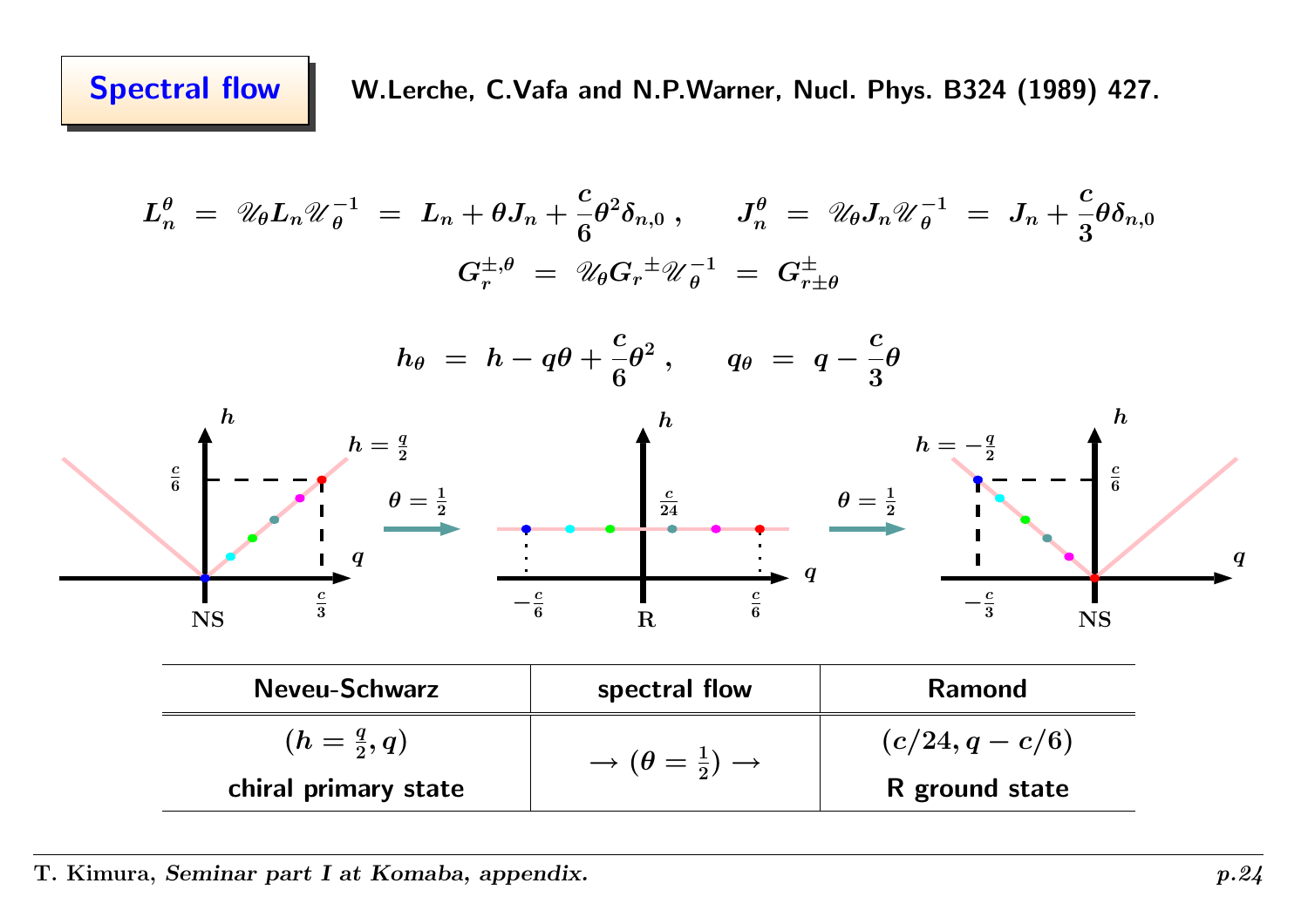## Spectral flow

**W.Lerche, C.Vafa and N.P.Warner, Nucl. Phys. B324 (1989) 427.**

$$L_n^{\theta} \;=\; \mathscr{U}_{\theta} L_n \mathscr{U}_{\theta}^{-1} \;=\; L_n + \theta J_n + \frac{c}{6}\theta^2 \delta_{n,0}\,, \qquad J_n^{\theta} \;=\; \mathscr{U}_{\theta} J_n \mathscr{U}_{\theta}^{-1} \;=\; J_n + \frac{c}{3}\theta \delta_{n,0}$$

$$G_r^{\pm,\theta} \;=\; \mathscr{U}_{\theta} G_r{}^{\pm} \mathscr{U}_{\theta}^{-1} \;=\; G_{r\pm\theta}^{\pm}$$

$$h_{\theta} \;=\; h - q\theta + \frac{c}{6}\theta^2\,, \qquad q_{\theta} \;=\; q - \frac{c}{3}\theta$$

| Neveu-Schwarz | spectral flow | Ramond |
|---|---|---|
| $(h = \frac{q}{2}, q)$ chiral primary state | $\rightarrow (\theta = \frac{1}{2}) \rightarrow$ | $(c/24, q - c/6)$ R ground state |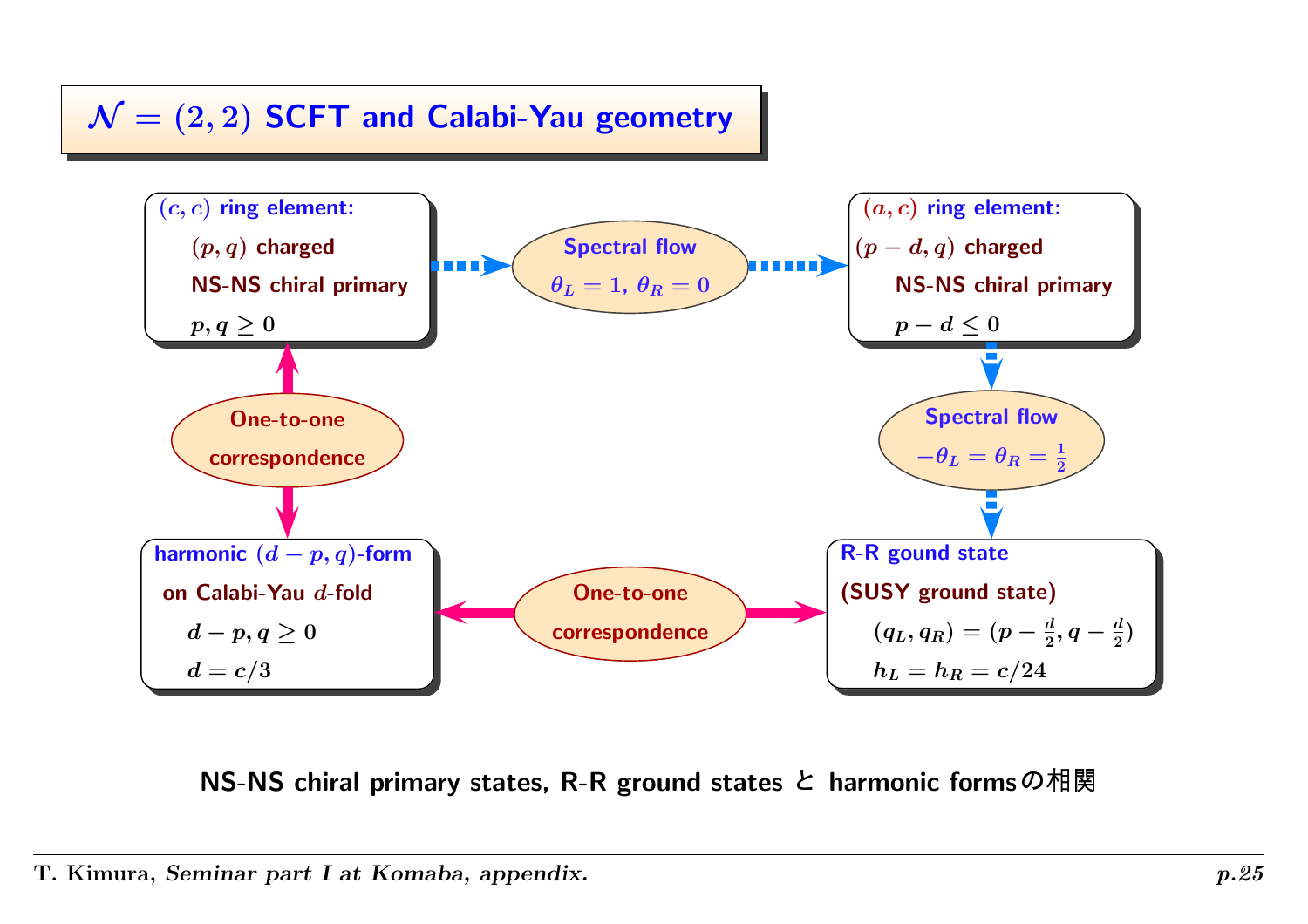# $\mathcal{N} = (2,2)$ SCFT and Calabi-Yau geometry

**$(c,c)$ ring element:**
$(p,q)$ charged
NS-NS chiral primary
$p, q \geq 0$

**Spectral flow**
$\theta_L = 1$, $\theta_R = 0$

**$(a,c)$ ring element:**
$(p-d,q)$ charged
NS-NS chiral primary
$p-d \leq 0$

**One-to-one correspondence**

**Spectral flow**
$-\theta_L = \theta_R = \frac{1}{2}$

**harmonic $(d-p,q)$-form**
on Calabi-Yau $d$-fold
$d-p, q \geq 0$
$d = c/3$

**One-to-one correspondence**

**R-R gound state**
(SUSY ground state)
$(q_L, q_R) = (p - \frac{d}{2}, q - \frac{d}{2})$
$h_L = h_R = c/24$

**NS-NS chiral primary states, R-R ground states と harmonic formsの相関**